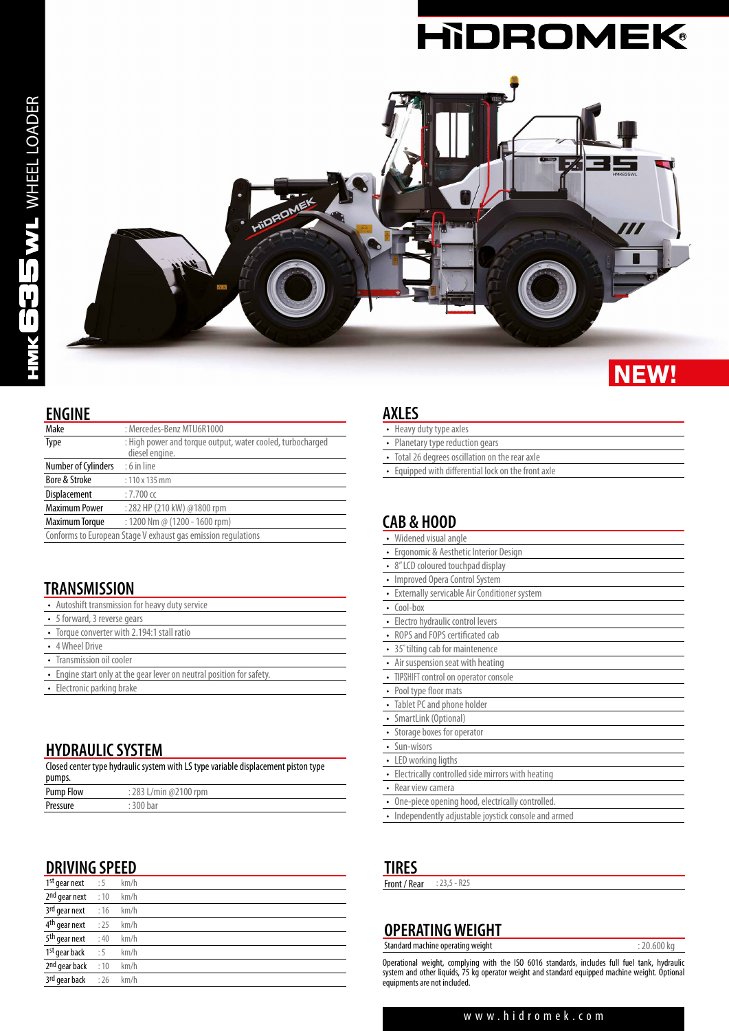# HİDROMEK

## HMK 635 WL WHEEL LOADER

NEW!

## ENGINE

| | |
|---|---|
| Make | : Mercedes-Benz MTU6R1000 |
| Type | : High power and torque output, water cooled, turbocharged diesel engine. |
| Number of Cylinders | : 6 in line |
| Bore & Stroke | : 110 x 135 mm |
| Displacement | : 7.700 cc |
| Maximum Power | : 282 HP (210 kW) @1800 rpm |
| Maximum Torque | : 1200 Nm @ (1200 - 1600 rpm) |

Conforms to European Stage V exhaust gas emission regulations

## TRANSMISSION

- Autoshift transmission for heavy duty service
- 5 forward, 3 reverse gears
- Torque converter with 2.194:1 stall ratio
- 4 Wheel Drive
- Transmission oil cooler
- Engine start only at the gear lever on neutral position for safety.
- Electronic parking brake

## HYDRAULIC SYSTEM

Closed center type hydraulic system with LS type variable displacement piston type pumps.

| | |
|---|---|
| Pump Flow | : 283 L/min @2100 rpm |
| Pressure | : 300 bar |

## DRIVING SPEED

| | | |
|---|---|---|
| 1st gear next | : 5 | km/h |
| 2nd gear next | : 10 | km/h |
| 3rd gear next | : 16 | km/h |
| 4th gear next | : 25 | km/h |
| 5th gear next | : 40 | km/h |
| 1st gear back | : 5 | km/h |
| 2nd gear back | : 10 | km/h |
| 3rd gear back | : 26 | km/h |

## AXLES

- Heavy duty type axles
- Planetary type reduction gears
- Total 26 degrees oscillation on the rear axle
- Equipped with differential lock on the front axle

## CAB & HOOD

- Widened visual angle
- Ergonomic & Aesthetic Interior Design
- 8" LCD coloured touchpad display
- Improved Opera Control System
- Externally servicable Air Conditioner system
- Cool-box
- Electro hydraulic control levers
- ROPS and FOPS certificated cab
- 35° tilting cab for maintenence
- Air suspension seat with heating
- TIPSHIFT control on operator console
- Pool type floor mats
- Tablet PC and phone holder
- SmartLink (Optional)
- Storage boxes for operator
- Sun-wisors
- LED working ligths
- Electrically controlled side mirrors with heating
- Rear view camera
- One-piece opening hood, electrically controlled.
- Independently adjustable joystick console and armed

## TIRES

| | |
|---|---|
| Front / Rear | : 23,5 - R25 |

## OPERATING WEIGHT

| | |
|---|---|
| Standard machine operating weight | : 20.600 kg |

Operational weight, complying with the ISO 6016 standards, includes full fuel tank, hydraulic system and other liquids, 75 kg operator weight and standard equipped machine weight. Optional equipments are not included.

www.hidromek.com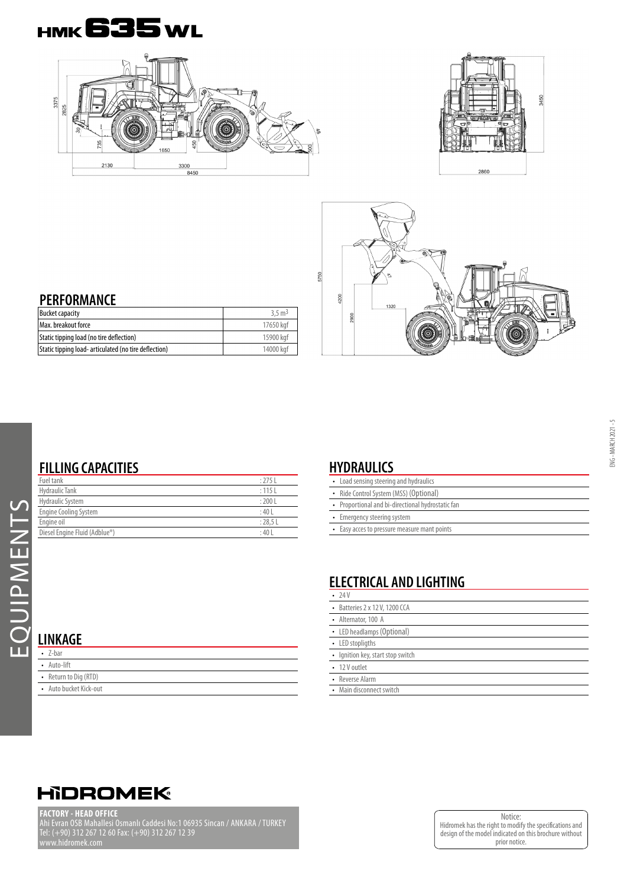# HMK 635 WL

3375
2825
30
735
1650
450
2130
3300
8450
500
48

3450
2860

5750
4200
2900
1320
47

## PERFORMANCE

| | |
|---|---|
| Bucket capacity | 3,5 $m^3$ |
| Max. breakout force | 17650 kgf |
| Static tipping load (no tire deflection) | 15900 kgf |
| Static tipping load- articulated (no tire deflection) | 14000 kgf |

ENG - MARCH 2021 - 5

EQUIPMENTS

## FILLING CAPACITIES

| | |
|---|---|
| Fuel tank | : 275 L |
| Hydraulic Tank | : 115 L |
| Hydraulic System | : 200 L |
| Engine Cooling System | : 40 L |
| Engine oil | : 28,5 L |
| Diesel Engine Fluid (Adblue®) | : 40 L |

## LINKAGE

- Z-bar
- Auto-lift
- Return to Dig (RTD)
- Auto bucket Kick-out

## HYDRAULICS

- Load sensing steering and hydraulics
- Ride Control System (MSS) (Optional)
- Proportional and bi-directional hydrostatic fan
- Emergency steering system
- Easy acces to pressure measure mant points

## ELECTRICAL AND LIGHTING

- 24 V
- Batteries 2 x 12 V, 1200 CCA
- Alternator, 100 A
- LED headlamps (Optional)
- LED stopligths
- Ignition key, start stop switch
- 12 V outlet
- Reverse Alarm
- Main disconnect switch

HİDROMEK

**FACTORY - HEAD OFFICE**
Ahi Evran OSB Mahallesi Osmanlı Caddesi No:1 06935 Sincan / ANKARA / TURKEY
Tel: (+90) 312 267 12 60 Fax: (+90) 312 267 12 39
www.hidromek.com

Notice:
Hidromek has the right to modify the specifications and design of the model indicated on this brochure without prior notice.